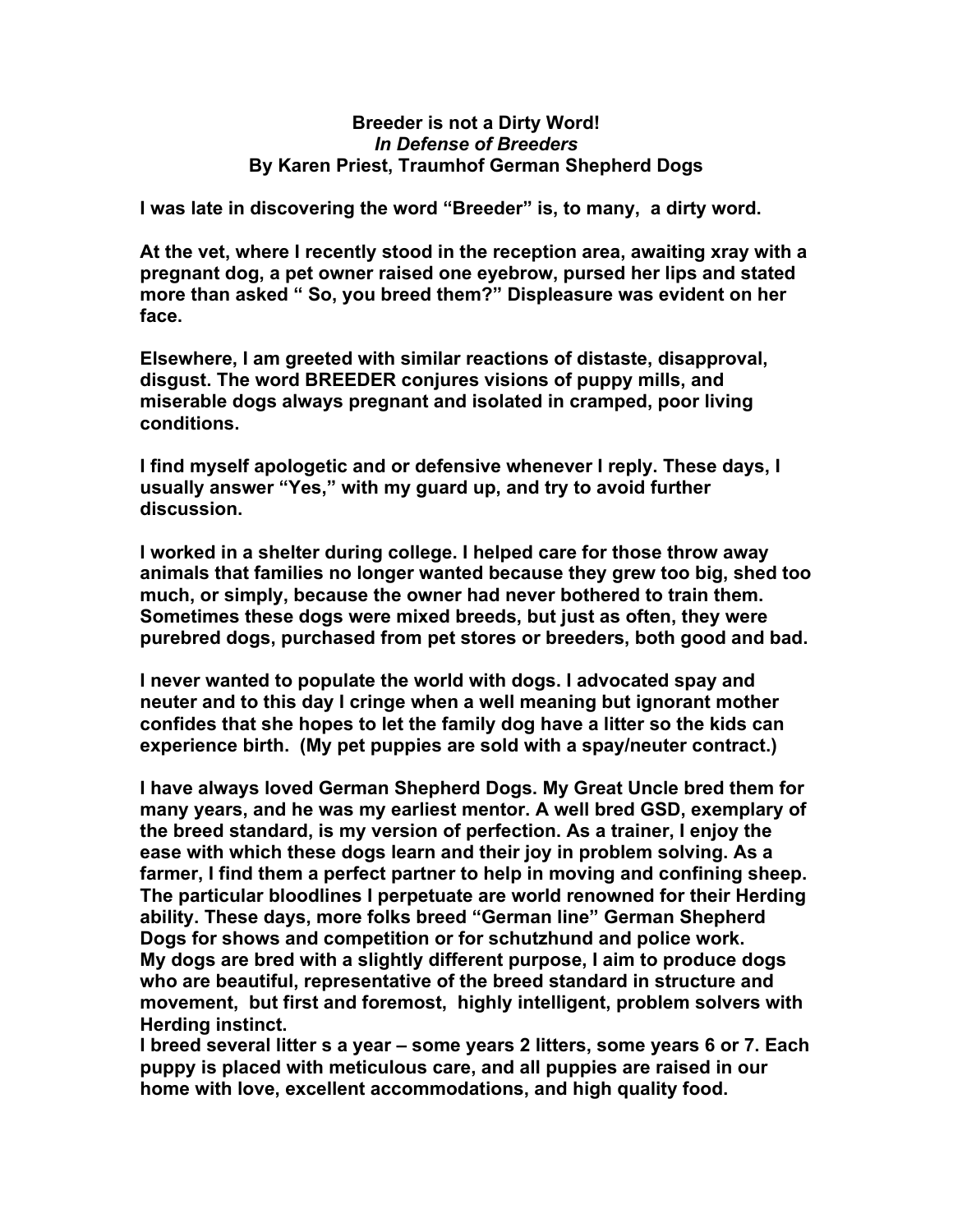# Breeder is not a Dirty Word!
### *In Defense of Breeders*
### By Karen Priest, Traumhof German Shepherd Dogs

**I was late in discovering the word "Breeder" is, to many, a dirty word.**

**At the vet, where I recently stood in the reception area, awaiting xray with a pregnant dog, a pet owner raised one eyebrow, pursed her lips and stated more than asked " So, you breed them?" Displeasure was evident on her face.**

**Elsewhere, I am greeted with similar reactions of distaste, disapproval, disgust. The word BREEDER conjures visions of puppy mills, and miserable dogs always pregnant and isolated in cramped, poor living conditions.**

**I find myself apologetic and or defensive whenever I reply. These days, I usually answer "Yes," with my guard up, and try to avoid further discussion.**

**I worked in a shelter during college. I helped care for those throw away animals that families no longer wanted because they grew too big, shed too much, or simply, because the owner had never bothered to train them. Sometimes these dogs were mixed breeds, but just as often, they were purebred dogs, purchased from pet stores or breeders, both good and bad.**

**I never wanted to populate the world with dogs. I advocated spay and neuter and to this day I cringe when a well meaning but ignorant mother confides that she hopes to let the family dog have a litter so the kids can experience birth. (My pet puppies are sold with a spay/neuter contract.)**

**I have always loved German Shepherd Dogs. My Great Uncle bred them for many years, and he was my earliest mentor. A well bred GSD, exemplary of the breed standard, is my version of perfection. As a trainer, I enjoy the ease with which these dogs learn and their joy in problem solving. As a farmer, I find them a perfect partner to help in moving and confining sheep. The particular bloodlines I perpetuate are world renowned for their Herding ability. These days, more folks breed "German line" German Shepherd Dogs for shows and competition or for schutzhund and police work. My dogs are bred with a slightly different purpose, I aim to produce dogs who are beautiful, representative of the breed standard in structure and movement, but first and foremost, highly intelligent, problem solvers with Herding instinct.**

**I breed several litter s a year – some years 2 litters, some years 6 or 7. Each puppy is placed with meticulous care, and all puppies are raised in our home with love, excellent accommodations, and high quality food.**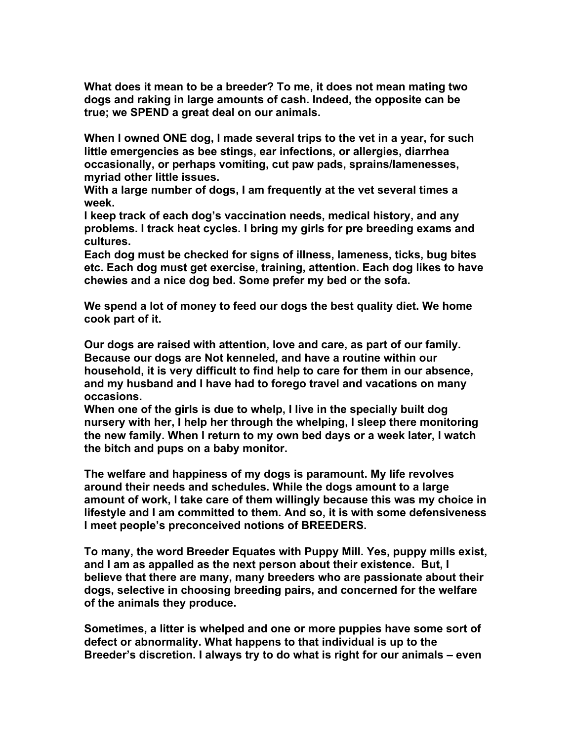**What does it mean to be a breeder? To me, it does not mean mating two dogs and raking in large amounts of cash. Indeed, the opposite can be true; we SPEND a great deal on our animals.**

**When I owned ONE dog, I made several trips to the vet in a year, for such little emergencies as bee stings, ear infections, or allergies, diarrhea occasionally, or perhaps vomiting, cut paw pads, sprains/lamenesses, myriad other little issues.**
**With a large number of dogs, I am frequently at the vet several times a week.**
**I keep track of each dog's vaccination needs, medical history, and any problems. I track heat cycles. I bring my girls for pre breeding exams and cultures.**
**Each dog must be checked for signs of illness, lameness, ticks, bug bites etc. Each dog must get exercise, training, attention. Each dog likes to have chewies and a nice dog bed. Some prefer my bed or the sofa.**

**We spend a lot of money to feed our dogs the best quality diet. We home cook part of it.**

**Our dogs are raised with attention, love and care, as part of our family. Because our dogs are Not kenneled, and have a routine within our household, it is very difficult to find help to care for them in our absence, and my husband and I have had to forego travel and vacations on many occasions.**
**When one of the girls is due to whelp, I live in the specially built dog nursery with her, I help her through the whelping, I sleep there monitoring the new family. When I return to my own bed days or a week later, I watch the bitch and pups on a baby monitor.**

**The welfare and happiness of my dogs is paramount. My life revolves around their needs and schedules. While the dogs amount to a large amount of work, I take care of them willingly because this was my choice in lifestyle and I am committed to them. And so, it is with some defensiveness I meet people's preconceived notions of BREEDERS.**

**To many, the word Breeder Equates with Puppy Mill. Yes, puppy mills exist, and I am as appalled as the next person about their existence. But, I believe that there are many, many breeders who are passionate about their dogs, selective in choosing breeding pairs, and concerned for the welfare of the animals they produce.**

**Sometimes, a litter is whelped and one or more puppies have some sort of defect or abnormality. What happens to that individual is up to the Breeder's discretion. I always try to do what is right for our animals – even**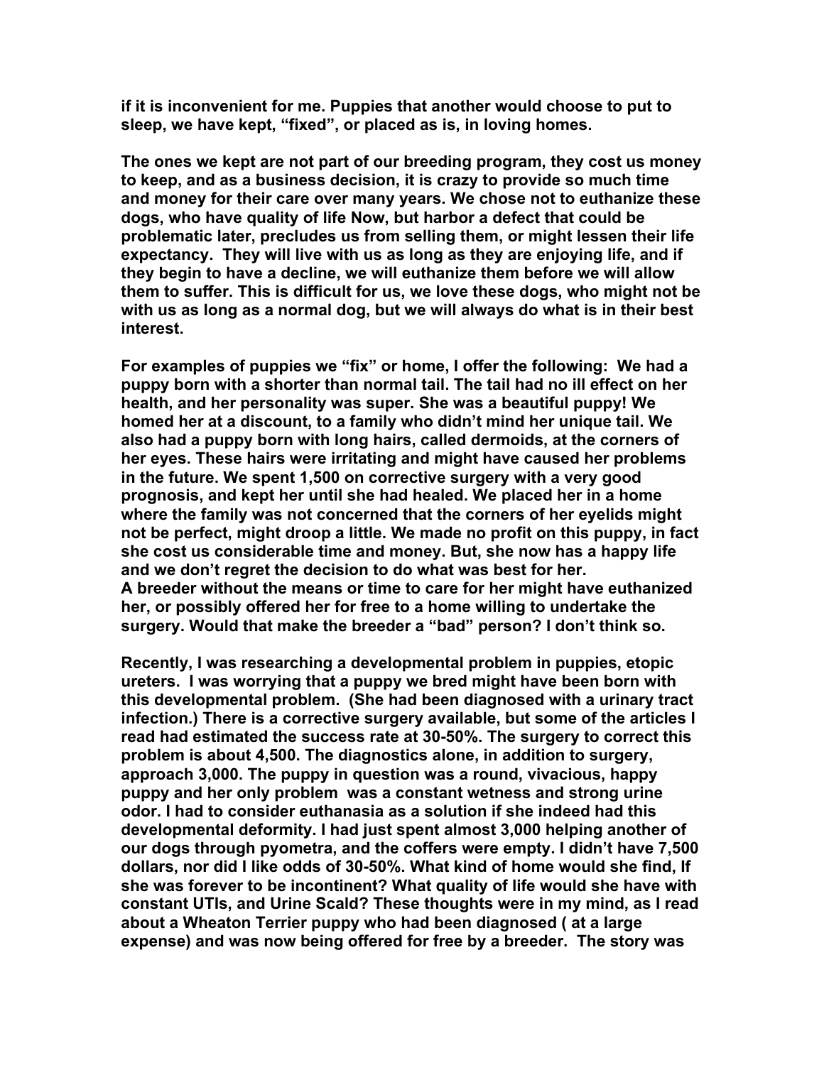**if it is inconvenient for me. Puppies that another would choose to put to sleep, we have kept, "fixed", or placed as is, in loving homes.**

**The ones we kept are not part of our breeding program, they cost us money to keep, and as a business decision, it is crazy to provide so much time and money for their care over many years. We chose not to euthanize these dogs, who have quality of life Now, but harbor a defect that could be problematic later, precludes us from selling them, or might lessen their life expectancy. They will live with us as long as they are enjoying life, and if they begin to have a decline, we will euthanize them before we will allow them to suffer. This is difficult for us, we love these dogs, who might not be with us as long as a normal dog, but we will always do what is in their best interest.**

**For examples of puppies we "fix" or home, I offer the following: We had a puppy born with a shorter than normal tail. The tail had no ill effect on her health, and her personality was super. She was a beautiful puppy! We homed her at a discount, to a family who didn't mind her unique tail. We also had a puppy born with long hairs, called dermoids, at the corners of her eyes. These hairs were irritating and might have caused her problems in the future. We spent 1,500 on corrective surgery with a very good prognosis, and kept her until she had healed. We placed her in a home where the family was not concerned that the corners of her eyelids might not be perfect, might droop a little. We made no profit on this puppy, in fact she cost us considerable time and money. But, she now has a happy life and we don't regret the decision to do what was best for her.**
**A breeder without the means or time to care for her might have euthanized her, or possibly offered her for free to a home willing to undertake the surgery. Would that make the breeder a "bad" person? I don't think so.**

**Recently, I was researching a developmental problem in puppies, etopic ureters. I was worrying that a puppy we bred might have been born with this developmental problem. (She had been diagnosed with a urinary tract infection.) There is a corrective surgery available, but some of the articles I read had estimated the success rate at 30-50%. The surgery to correct this problem is about 4,500. The diagnostics alone, in addition to surgery, approach 3,000. The puppy in question was a round, vivacious, happy puppy and her only problem was a constant wetness and strong urine odor. I had to consider euthanasia as a solution if she indeed had this developmental deformity. I had just spent almost 3,000 helping another of our dogs through pyometra, and the coffers were empty. I didn't have 7,500 dollars, nor did I like odds of 30-50%. What kind of home would she find, If she was forever to be incontinent? What quality of life would she have with constant UTIs, and Urine Scald? These thoughts were in my mind, as I read about a Wheaton Terrier puppy who had been diagnosed ( at a large expense) and was now being offered for free by a breeder. The story was**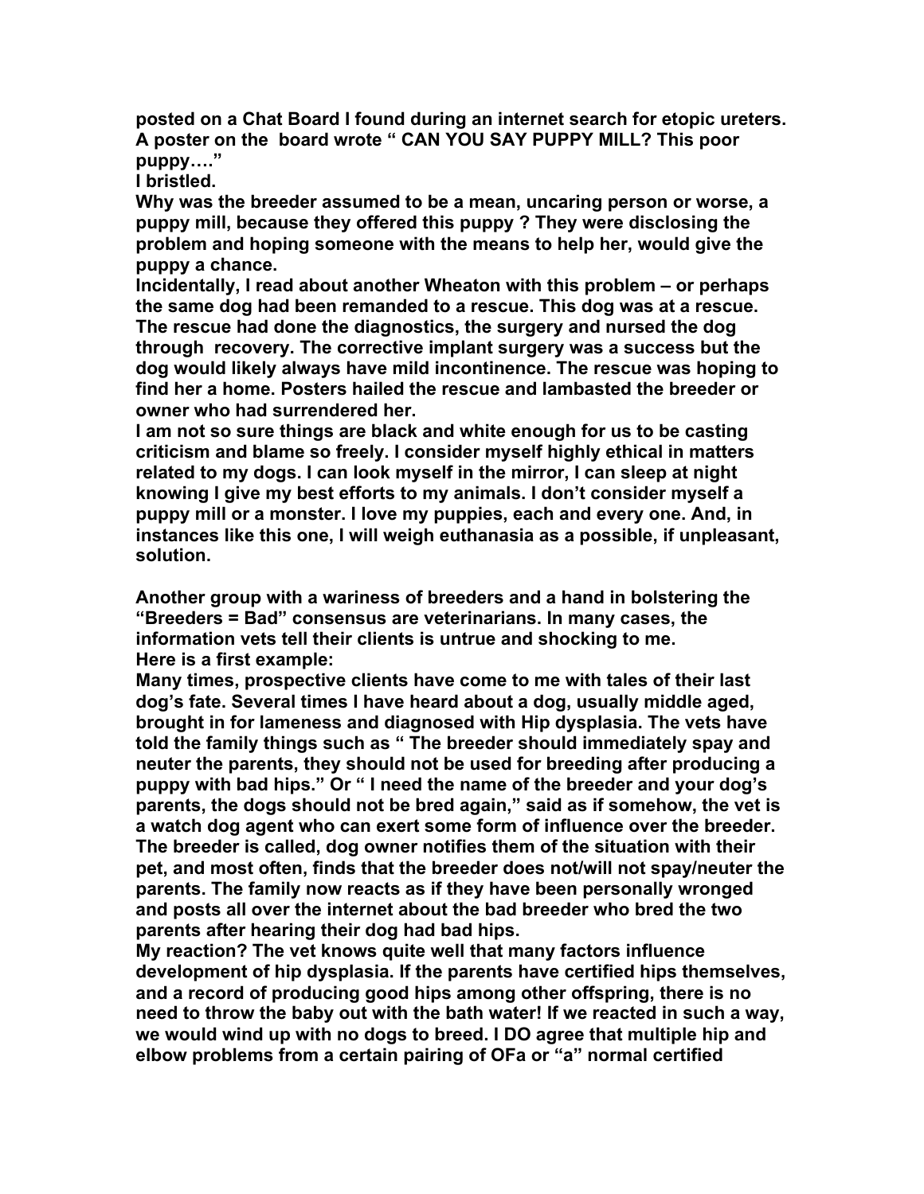**posted on a Chat Board I found during an internet search for etopic ureters. A poster on the board wrote " CAN YOU SAY PUPPY MILL? This poor puppy…."**

**I bristled.**

**Why was the breeder assumed to be a mean, uncaring person or worse, a puppy mill, because they offered this puppy ? They were disclosing the problem and hoping someone with the means to help her, would give the puppy a chance.**

**Incidentally, I read about another Wheaton with this problem – or perhaps the same dog had been remanded to a rescue. This dog was at a rescue. The rescue had done the diagnostics, the surgery and nursed the dog through recovery. The corrective implant surgery was a success but the dog would likely always have mild incontinence. The rescue was hoping to find her a home. Posters hailed the rescue and lambasted the breeder or owner who had surrendered her.**

**I am not so sure things are black and white enough for us to be casting criticism and blame so freely. I consider myself highly ethical in matters related to my dogs. I can look myself in the mirror, I can sleep at night knowing I give my best efforts to my animals. I don't consider myself a puppy mill or a monster. I love my puppies, each and every one. And, in instances like this one, I will weigh euthanasia as a possible, if unpleasant, solution.**

**Another group with a wariness of breeders and a hand in bolstering the "Breeders = Bad" consensus are veterinarians. In many cases, the information vets tell their clients is untrue and shocking to me.**

**Here is a first example:**

**Many times, prospective clients have come to me with tales of their last dog's fate. Several times I have heard about a dog, usually middle aged, brought in for lameness and diagnosed with Hip dysplasia. The vets have told the family things such as " The breeder should immediately spay and neuter the parents, they should not be used for breeding after producing a puppy with bad hips." Or " I need the name of the breeder and your dog's parents, the dogs should not be bred again," said as if somehow, the vet is a watch dog agent who can exert some form of influence over the breeder. The breeder is called, dog owner notifies them of the situation with their pet, and most often, finds that the breeder does not/will not spay/neuter the parents. The family now reacts as if they have been personally wronged and posts all over the internet about the bad breeder who bred the two parents after hearing their dog had bad hips.**

**My reaction? The vet knows quite well that many factors influence development of hip dysplasia. If the parents have certified hips themselves, and a record of producing good hips among other offspring, there is no need to throw the baby out with the bath water! If we reacted in such a way, we would wind up with no dogs to breed. I DO agree that multiple hip and elbow problems from a certain pairing of OFa or "a" normal certified**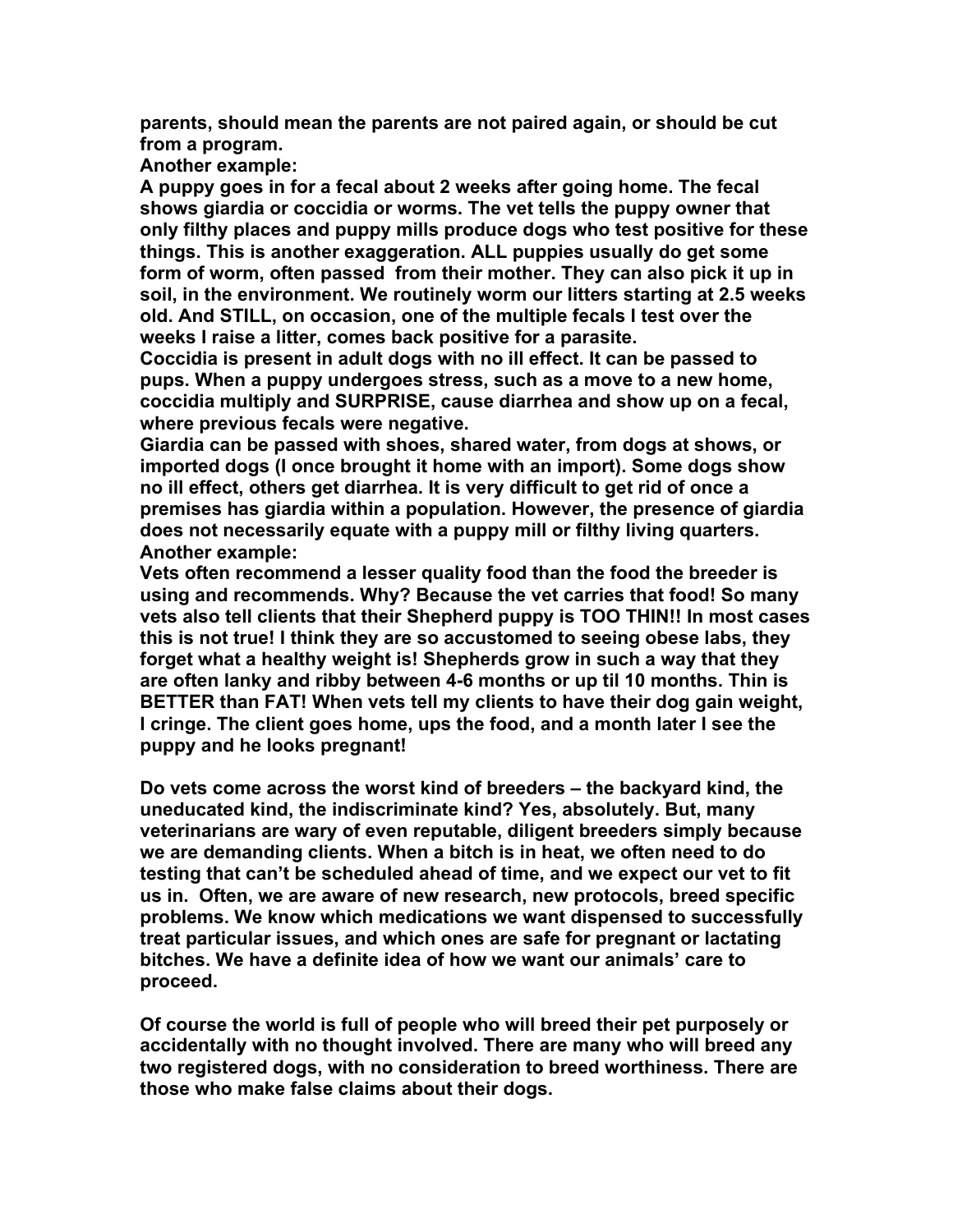**parents, should mean the parents are not paired again, or should be cut from a program.**
**Another example:**
**A puppy goes in for a fecal about 2 weeks after going home. The fecal shows giardia or coccidia or worms. The vet tells the puppy owner that only filthy places and puppy mills produce dogs who test positive for these things. This is another exaggeration. ALL puppies usually do get some form of worm, often passed from their mother. They can also pick it up in soil, in the environment. We routinely worm our litters starting at 2.5 weeks old. And STILL, on occasion, one of the multiple fecals I test over the weeks I raise a litter, comes back positive for a parasite.**
**Coccidia is present in adult dogs with no ill effect. It can be passed to pups. When a puppy undergoes stress, such as a move to a new home, coccidia multiply and SURPRISE, cause diarrhea and show up on a fecal, where previous fecals were negative.**
**Giardia can be passed with shoes, shared water, from dogs at shows, or imported dogs (I once brought it home with an import). Some dogs show no ill effect, others get diarrhea. It is very difficult to get rid of once a premises has giardia within a population. However, the presence of giardia does not necessarily equate with a puppy mill or filthy living quarters.**
**Another example:**
**Vets often recommend a lesser quality food than the food the breeder is using and recommends. Why? Because the vet carries that food! So many vets also tell clients that their Shepherd puppy is TOO THIN!! In most cases this is not true! I think they are so accustomed to seeing obese labs, they forget what a healthy weight is! Shepherds grow in such a way that they are often lanky and ribby between 4-6 months or up til 10 months. Thin is BETTER than FAT! When vets tell my clients to have their dog gain weight, I cringe. The client goes home, ups the food, and a month later I see the puppy and he looks pregnant!**

**Do vets come across the worst kind of breeders – the backyard kind, the uneducated kind, the indiscriminate kind? Yes, absolutely. But, many veterinarians are wary of even reputable, diligent breeders simply because we are demanding clients. When a bitch is in heat, we often need to do testing that can't be scheduled ahead of time, and we expect our vet to fit us in. Often, we are aware of new research, new protocols, breed specific problems. We know which medications we want dispensed to successfully treat particular issues, and which ones are safe for pregnant or lactating bitches. We have a definite idea of how we want our animals' care to proceed.**

**Of course the world is full of people who will breed their pet purposely or accidentally with no thought involved. There are many who will breed any two registered dogs, with no consideration to breed worthiness. There are those who make false claims about their dogs.**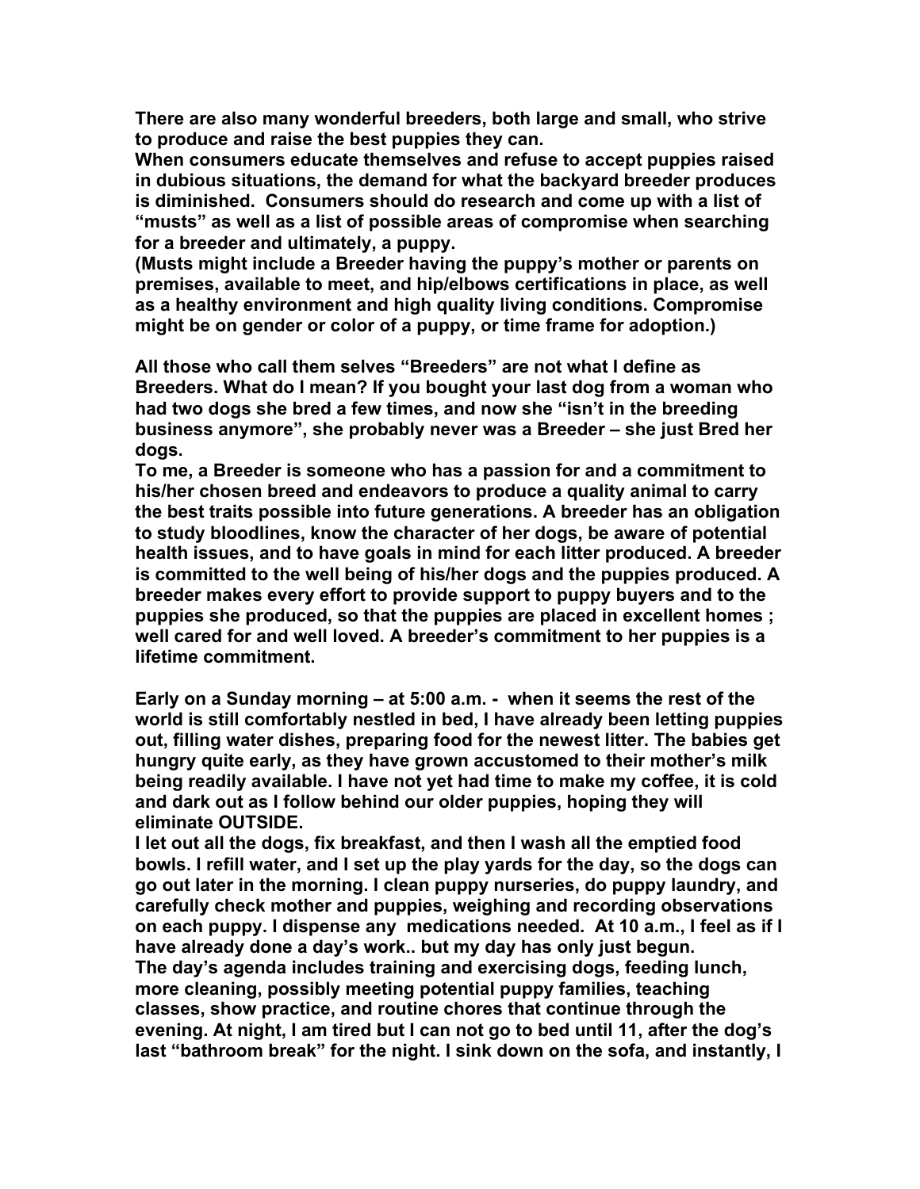There are also many wonderful breeders, both large and small, who strive to produce and raise the best puppies they can.

When consumers educate themselves and refuse to accept puppies raised in dubious situations, the demand for what the backyard breeder produces is diminished. Consumers should do research and come up with a list of "musts" as well as a list of possible areas of compromise when searching for a breeder and ultimately, a puppy.

(Musts might include a Breeder having the puppy's mother or parents on premises, available to meet, and hip/elbows certifications in place, as well as a healthy environment and high quality living conditions. Compromise might be on gender or color of a puppy, or time frame for adoption.)

All those who call them selves "Breeders" are not what I define as Breeders. What do I mean? If you bought your last dog from a woman who had two dogs she bred a few times, and now she "isn't in the breeding business anymore", she probably never was a Breeder – she just Bred her dogs.

To me, a Breeder is someone who has a passion for and a commitment to his/her chosen breed and endeavors to produce a quality animal to carry the best traits possible into future generations. A breeder has an obligation to study bloodlines, know the character of her dogs, be aware of potential health issues, and to have goals in mind for each litter produced. A breeder is committed to the well being of his/her dogs and the puppies produced. A breeder makes every effort to provide support to puppy buyers and to the puppies she produced, so that the puppies are placed in excellent homes ; well cared for and well loved. A breeder's commitment to her puppies is a lifetime commitment.

Early on a Sunday morning – at 5:00 a.m. - when it seems the rest of the world is still comfortably nestled in bed, I have already been letting puppies out, filling water dishes, preparing food for the newest litter. The babies get hungry quite early, as they have grown accustomed to their mother's milk being readily available. I have not yet had time to make my coffee, it is cold and dark out as I follow behind our older puppies, hoping they will eliminate OUTSIDE.

I let out all the dogs, fix breakfast, and then I wash all the emptied food bowls. I refill water, and I set up the play yards for the day, so the dogs can go out later in the morning. I clean puppy nurseries, do puppy laundry, and carefully check mother and puppies, weighing and recording observations on each puppy. I dispense any medications needed. At 10 a.m., I feel as if I have already done a day's work.. but my day has only just begun.

The day's agenda includes training and exercising dogs, feeding lunch, more cleaning, possibly meeting potential puppy families, teaching classes, show practice, and routine chores that continue through the evening. At night, I am tired but I can not go to bed until 11, after the dog's last "bathroom break" for the night. I sink down on the sofa, and instantly, I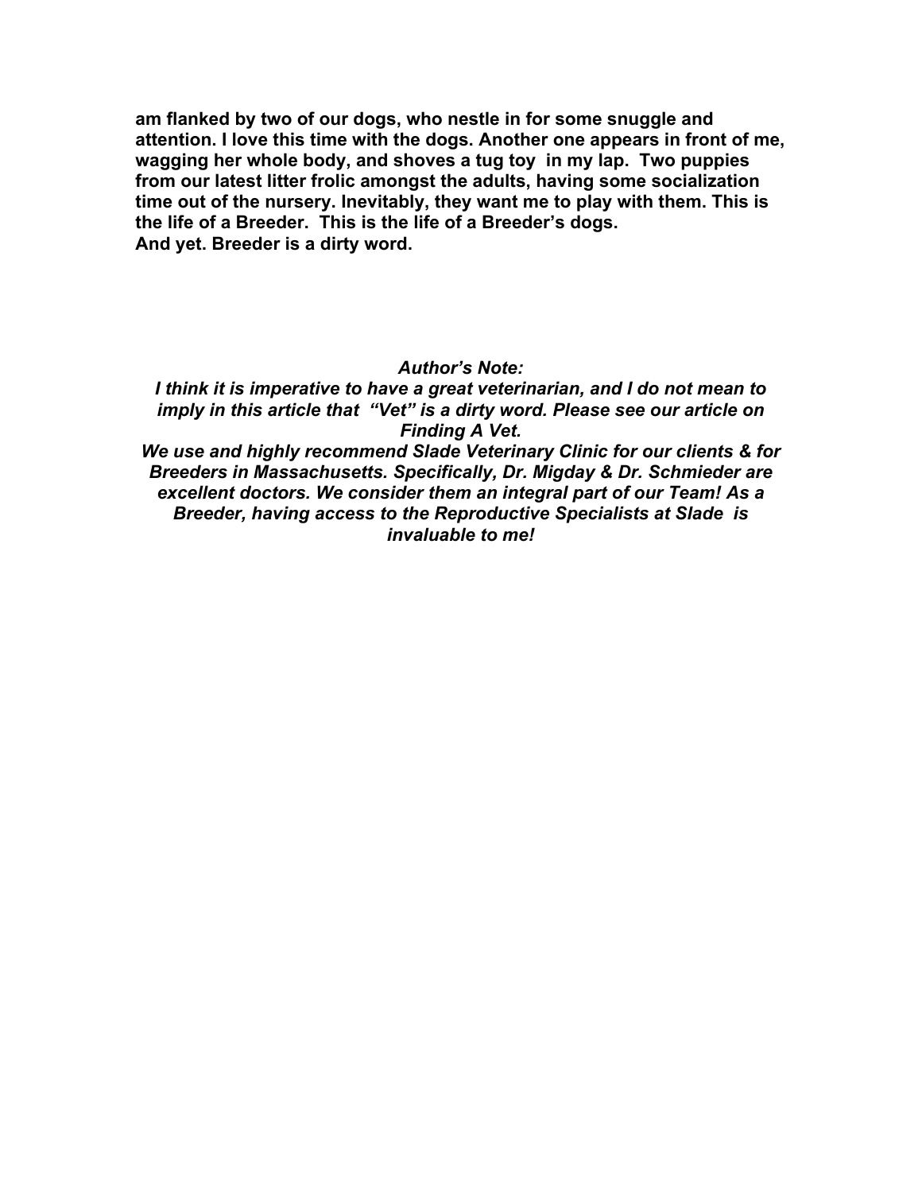**am flanked by two of our dogs, who nestle in for some snuggle and attention. I love this time with the dogs. Another one appears in front of me, wagging her whole body, and shoves a tug toy in my lap. Two puppies from our latest litter frolic amongst the adults, having some socialization time out of the nursery. Inevitably, they want me to play with them. This is the life of a Breeder. This is the life of a Breeder's dogs.**
**And yet. Breeder is a dirty word.**

***Author's Note:***
***I think it is imperative to have a great veterinarian, and I do not mean to imply in this article that "Vet" is a dirty word. Please see our article on Finding A Vet.***
***We use and highly recommend Slade Veterinary Clinic for our clients & for Breeders in Massachusetts. Specifically, Dr. Migday & Dr. Schmieder are excellent doctors. We consider them an integral part of our Team! As a Breeder, having access to the Reproductive Specialists at Slade is invaluable to me!***